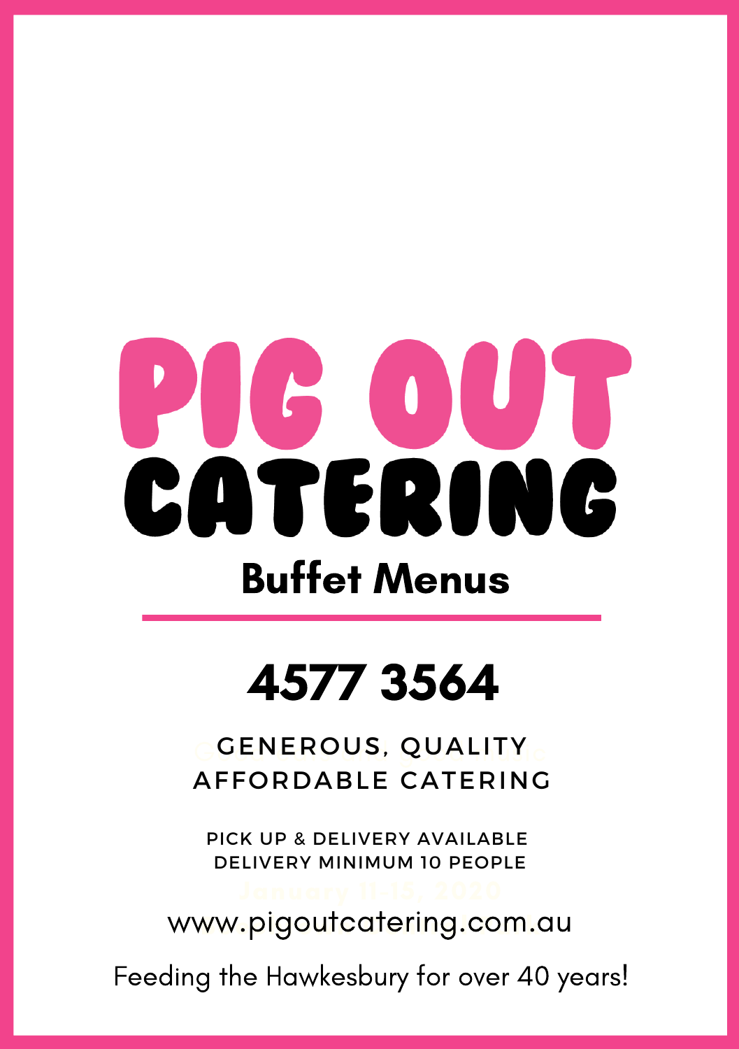# PIG OUT CATERING

## Buffet Menus

# 4577 3564

GENEROUS, QUALITY AFFORDABLE CATERING

PICK UP & DELIVERY AVAILABLE
DELIVERY MINIMUM 10 PEOPLE

www.pigoutcatering.com.au

Feeding the Hawkesbury for over 40 years!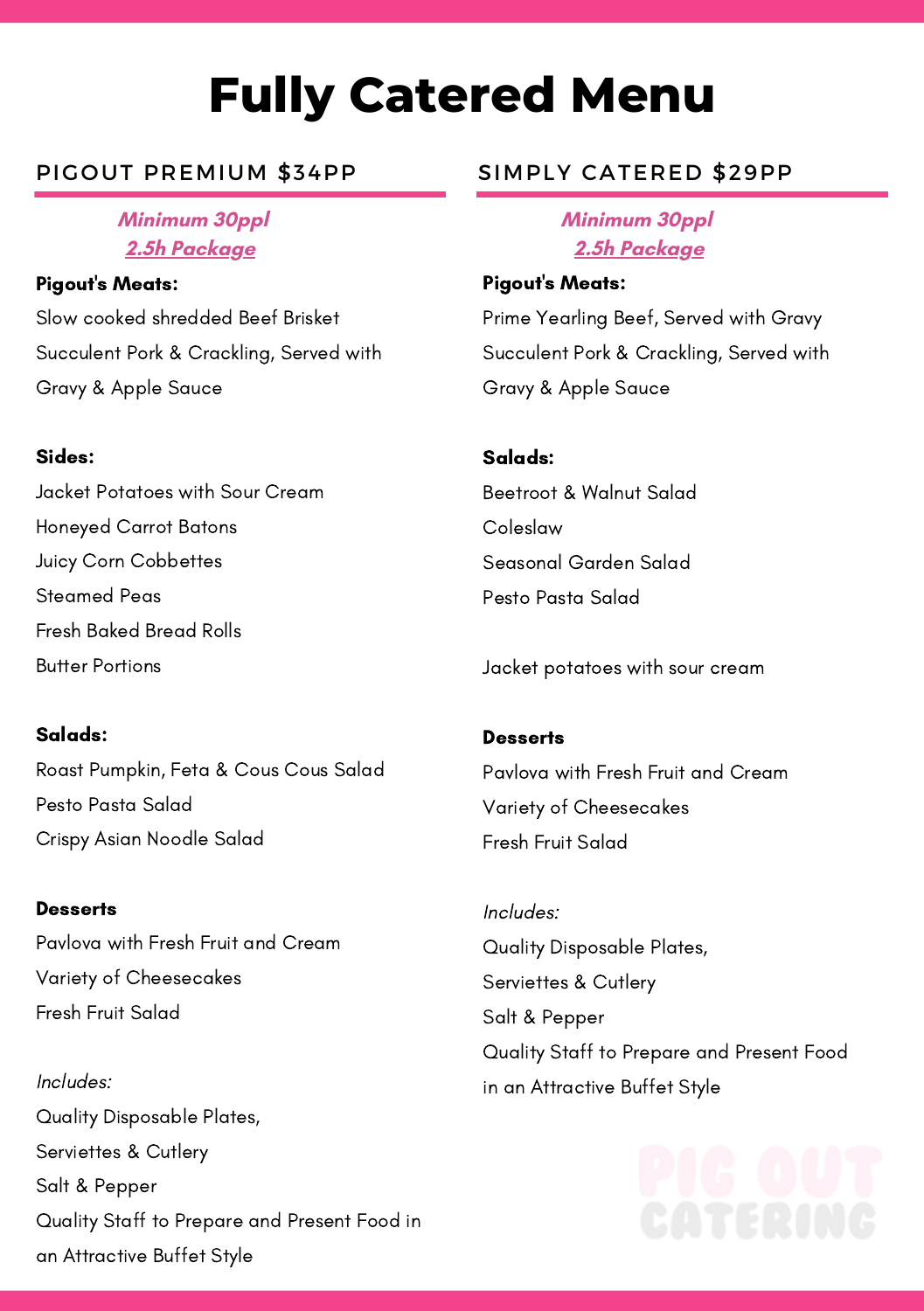# Fully Catered Menu

## PIGOUT PREMIUM $34PP

***Minimum 30ppl***
***2.5h Package***

**Pigout's Meats:**
Slow cooked shredded Beef Brisket
Succulent Pork & Crackling, Served with Gravy & Apple Sauce

**Sides:**
Jacket Potatoes with Sour Cream
Honeyed Carrot Batons
Juicy Corn Cobbettes
Steamed Peas
Fresh Baked Bread Rolls
Butter Portions

**Salads:**
Roast Pumpkin, Feta & Cous Cous Salad
Pesto Pasta Salad
Crispy Asian Noodle Salad

**Desserts**
Pavlova with Fresh Fruit and Cream
Variety of Cheesecakes
Fresh Fruit Salad

*Includes:*
Quality Disposable Plates,
Serviettes & Cutlery
Salt & Pepper
Quality Staff to Prepare and Present Food in an Attractive Buffet Style

## SIMPLY CATERED $29PP

***Minimum 30ppl***
***2.5h Package***

**Pigout's Meats:**
Prime Yearling Beef, Served with Gravy
Succulent Pork & Crackling, Served with Gravy & Apple Sauce

**Salads:**
Beetroot & Walnut Salad
Coleslaw
Seasonal Garden Salad
Pesto Pasta Salad

Jacket potatoes with sour cream

**Desserts**
Pavlova with Fresh Fruit and Cream
Variety of Cheesecakes
Fresh Fruit Salad

*Includes:*
Quality Disposable Plates,
Serviettes & Cutlery
Salt & Pepper
Quality Staff to Prepare and Present Food in an Attractive Buffet Style

PIG OUT CATERING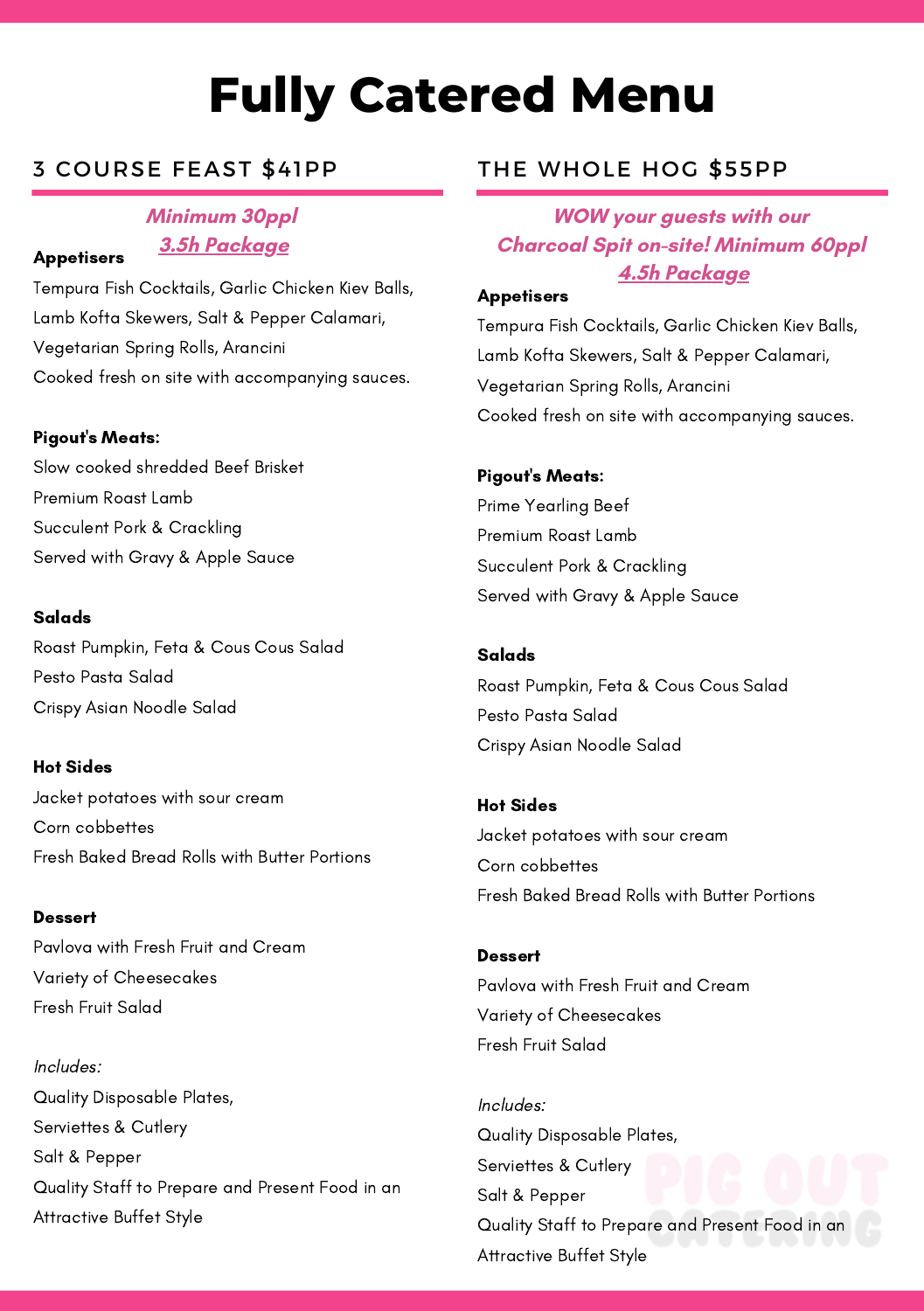# Fully Catered Menu

## 3 COURSE FEAST $41PP

***Minimum 30ppl***
***3.5h Package***

**Appetisers**

Tempura Fish Cocktails, Garlic Chicken Kiev Balls, Lamb Kofta Skewers, Salt & Pepper Calamari, Vegetarian Spring Rolls, Arancini
Cooked fresh on site with accompanying sauces.

**Pigout's Meats:**

Slow cooked shredded Beef Brisket
Premium Roast Lamb
Succulent Pork & Crackling
Served with Gravy & Apple Sauce

**Salads**

Roast Pumpkin, Feta & Cous Cous Salad
Pesto Pasta Salad
Crispy Asian Noodle Salad

**Hot Sides**

Jacket potatoes with sour cream
Corn cobbettes
Fresh Baked Bread Rolls with Butter Portions

**Dessert**

Pavlova with Fresh Fruit and Cream
Variety of Cheesecakes
Fresh Fruit Salad

*Includes:*
Quality Disposable Plates,
Serviettes & Cutlery
Salt & Pepper
Quality Staff to Prepare and Present Food in an Attractive Buffet Style

## THE WHOLE HOG $55PP

***WOW your guests with our Charcoal Spit on-site! Minimum 60ppl***
***4.5h Package***

**Appetisers**

Tempura Fish Cocktails, Garlic Chicken Kiev Balls, Lamb Kofta Skewers, Salt & Pepper Calamari, Vegetarian Spring Rolls, Arancini
Cooked fresh on site with accompanying sauces.

**Pigout's Meats:**

Prime Yearling Beef
Premium Roast Lamb
Succulent Pork & Crackling
Served with Gravy & Apple Sauce

**Salads**

Roast Pumpkin, Feta & Cous Cous Salad
Pesto Pasta Salad
Crispy Asian Noodle Salad

**Hot Sides**

Jacket potatoes with sour cream
Corn cobbettes
Fresh Baked Bread Rolls with Butter Portions

**Dessert**

Pavlova with Fresh Fruit and Cream
Variety of Cheesecakes
Fresh Fruit Salad

*Includes:*
Quality Disposable Plates,
Serviettes & Cutlery
Salt & Pepper
Quality Staff to Prepare and Present Food in an Attractive Buffet Style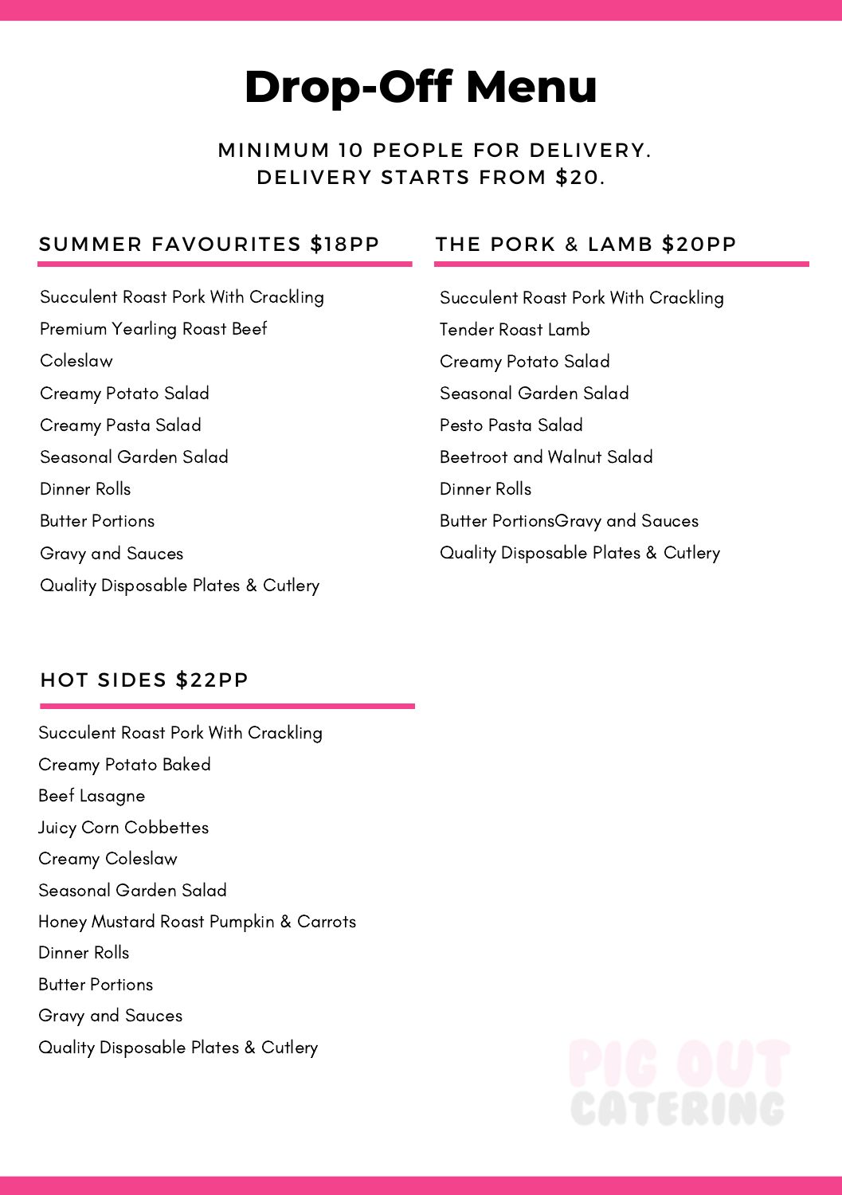# Drop-Off Menu

MINIMUM 10 PEOPLE FOR DELIVERY.
DELIVERY STARTS FROM $20.

## SUMMER FAVOURITES $18PP

- Succulent Roast Pork With Crackling
- Premium Yearling Roast Beef
- Coleslaw
- Creamy Potato Salad
- Creamy Pasta Salad
- Seasonal Garden Salad
- Dinner Rolls
- Butter Portions
- Gravy and Sauces
- Quality Disposable Plates & Cutlery

## THE PORK & LAMB $20PP

- Succulent Roast Pork With Crackling
- Tender Roast Lamb
- Creamy Potato Salad
- Seasonal Garden Salad
- Pesto Pasta Salad
- Beetroot and Walnut Salad
- Dinner Rolls
- Butter PortionsGravy and Sauces
- Quality Disposable Plates & Cutlery

## HOT SIDES $22PP

- Succulent Roast Pork With Crackling
- Creamy Potato Baked
- Beef Lasagne
- Juicy Corn Cobbettes
- Creamy Coleslaw
- Seasonal Garden Salad
- Honey Mustard Roast Pumpkin & Carrots
- Dinner Rolls
- Butter Portions
- Gravy and Sauces
- Quality Disposable Plates & Cutlery

PIG OUT CATERING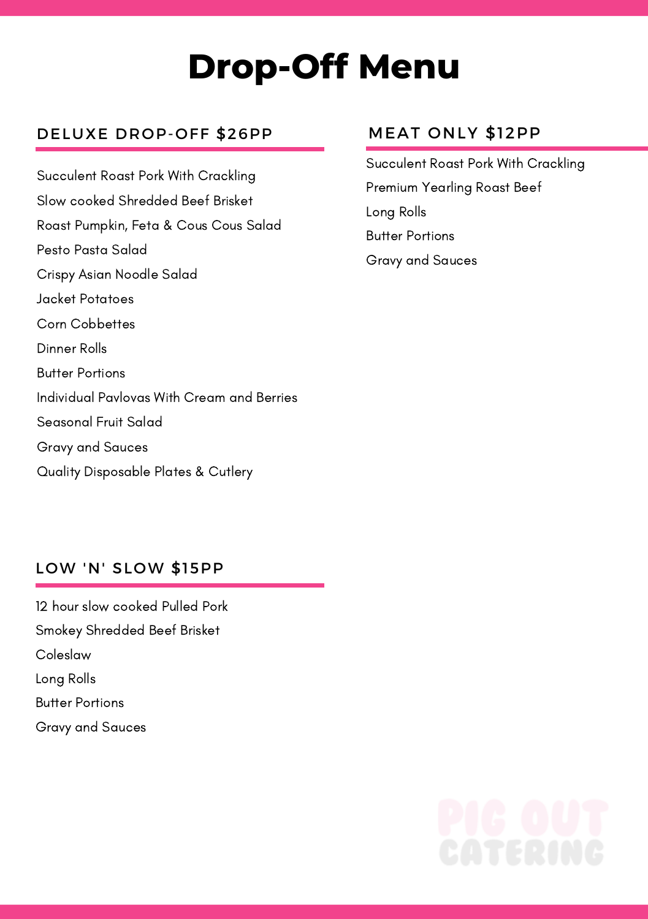# Drop-Off Menu

## DELUXE DROP-OFF $26PP

Succulent Roast Pork With Crackling
Slow cooked Shredded Beef Brisket
Roast Pumpkin, Feta & Cous Cous Salad
Pesto Pasta Salad
Crispy Asian Noodle Salad
Jacket Potatoes
Corn Cobbettes
Dinner Rolls
Butter Portions
Individual Pavlovas With Cream and Berries
Seasonal Fruit Salad
Gravy and Sauces
Quality Disposable Plates & Cutlery

## MEAT ONLY $12PP

Succulent Roast Pork With Crackling
Premium Yearling Roast Beef
Long Rolls
Butter Portions
Gravy and Sauces

## LOW 'N' SLOW $15PP

12 hour slow cooked Pulled Pork
Smokey Shredded Beef Brisket
Coleslaw
Long Rolls
Butter Portions
Gravy and Sauces

PIG OUT CATERING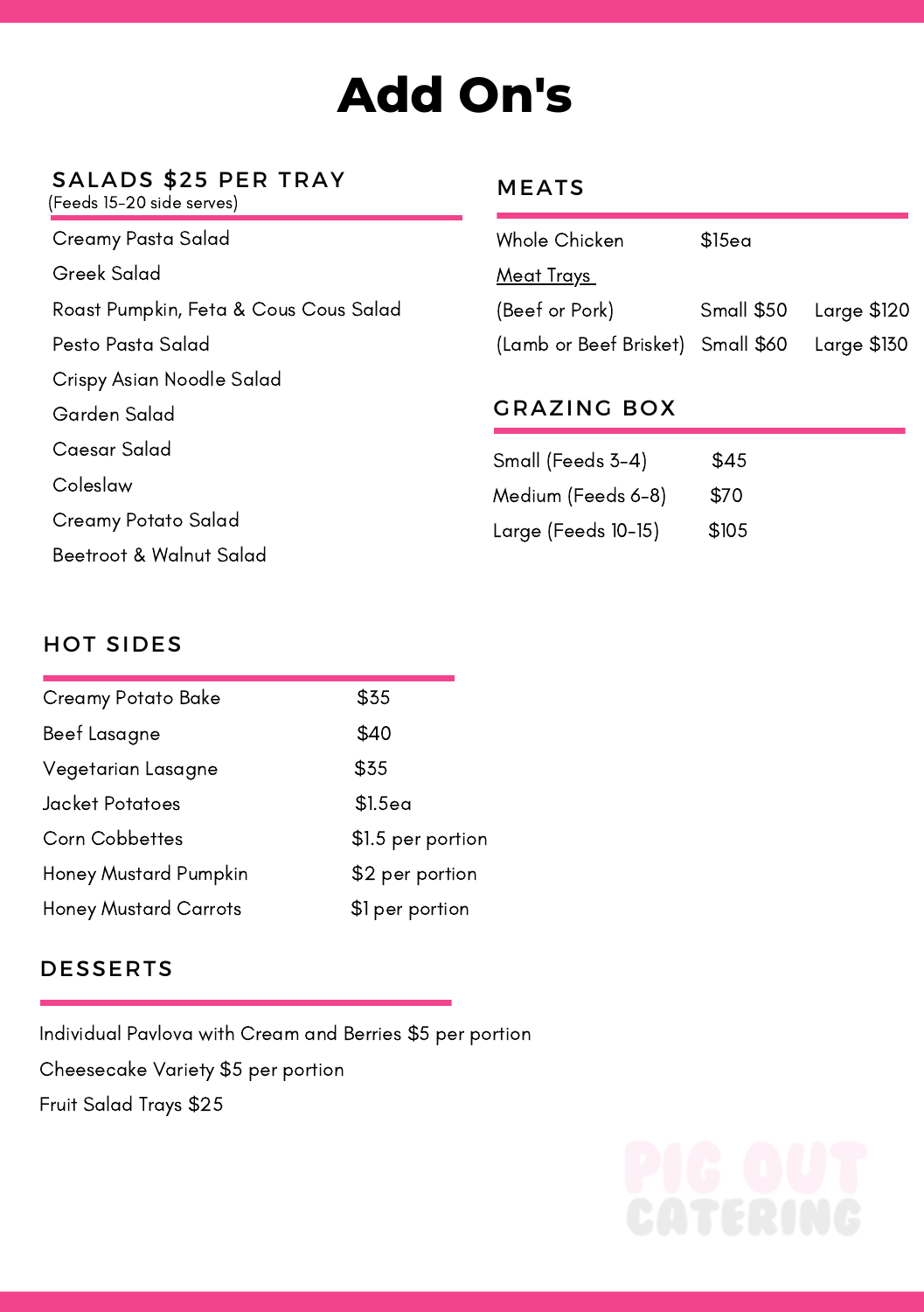# Add On's

## SALADS $25 PER TRAY

(Feeds 15-20 side serves)

- Creamy Pasta Salad
- Greek Salad
- Roast Pumpkin, Feta & Cous Cous Salad
- Pesto Pasta Salad
- Crispy Asian Noodle Salad
- Garden Salad
- Caesar Salad
- Coleslaw
- Creamy Potato Salad
- Beetroot & Walnut Salad

## MEATS

| | | |
|---|---|---|
| Whole Chicken | $15ea | |
| Meat Trays | | |
| (Beef or Pork) | Small $50 | Large $120 |
| (Lamb or Beef Brisket) | Small $60 | Large $130 |

## GRAZING BOX

| | |
|---|---|
| Small (Feeds 3-4) | $45 |
| Medium (Feeds 6-8) | $70 |
| Large (Feeds 10-15) | $105 |

## HOT SIDES

| | |
|---|---|
| Creamy Potato Bake | $35 |
| Beef Lasagne | $40 |
| Vegetarian Lasagne | $35 |
| Jacket Potatoes | $1.5ea |
| Corn Cobbettes | $1.5 per portion |
| Honey Mustard Pumpkin | $2 per portion |
| Honey Mustard Carrots | $1 per portion |

## DESSERTS

Individual Pavlova with Cream and Berries $5 per portion

Cheesecake Variety $5 per portion

Fruit Salad Trays $25